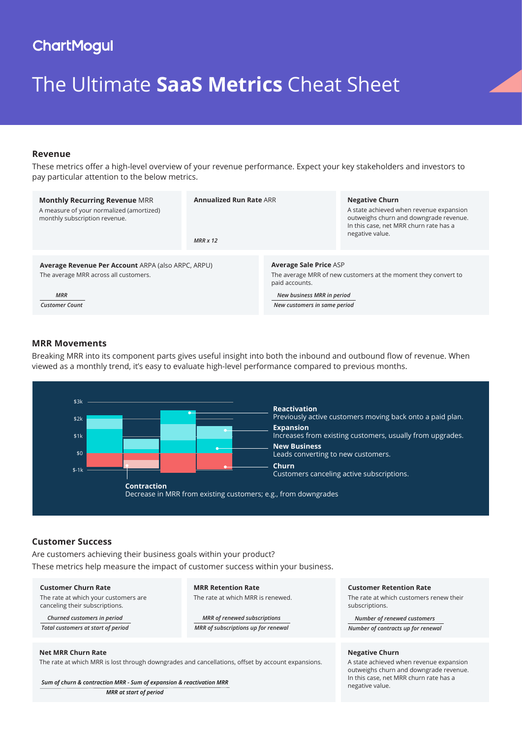ChartMogul

# The Ultimate **SaaS Metrics** Cheat Sheet

## Revenue

These metrics offer a high-level overview of your revenue performance. Expect your key stakeholders and investors to pay particular attention to the below metrics.

**Monthly Recurring Revenue** MRR

A measure of your normalized (amortized) monthly subscription revenue.

**Annualized Run Rate** ARR

*MRR x 12*

**Negative Churn**

A state achieved when revenue expansion outweighs churn and downgrade revenue. In this case, net MRR churn rate has a negative value.

**Average Revenue Per Account** ARPA (also ARPC, ARPU)

The average MRR across all customers.

$$\frac{\text{MRR}}{\text{Customer Count}}$$

**Average Sale Price** ASP

The average MRR of new customers at the moment they convert to paid accounts.

$$\frac{\text{New business MRR in period}}{\text{New customers in same period}}$$

## MRR Movements

Breaking MRR into its component parts gives useful insight into both the inbound and outbound flow of revenue. When viewed as a monthly trend, it's easy to evaluate high-level performance compared to previous months.

$3k
$2k
$1k
$0
$-1k

**Reactivation**
Previously active customers moving back onto a paid plan.

**Expansion**
Increases from existing customers, usually from upgrades.

**New Business**
Leads converting to new customers.

**Churn**
Customers canceling active subscriptions.

**Contraction**
Decrease in MRR from existing customers; e.g., from downgrades

## Customer Success

Are customers achieving their business goals within your product?

These metrics help measure the impact of customer success within your business.

**Customer Churn Rate**

The rate at which your customers are canceling their subscriptions.

$$\frac{\text{Churned customers in period}}{\text{Total customers at start of period}}$$

**MRR Retention Rate**

The rate at which MRR is renewed.

$$\frac{\text{MRR of renewed subscriptions}}{\text{MRR of subscriptions up for renewal}}$$

**Customer Retention Rate**

The rate at which customers renew their subscriptions.

$$\frac{\text{Number of renewed customers}}{\text{Number of contracts up for renewal}}$$

**Net MRR Churn Rate**

The rate at which MRR is lost through downgrades and cancellations, offset by account expansions.

$$\frac{\text{Sum of churn \& contraction MRR - Sum of expansion \& reactivation MRR}}{\text{MRR at start of period}}$$

**Negative Churn**

A state achieved when revenue expansion outweighs churn and downgrade revenue. In this case, net MRR churn rate has a negative value.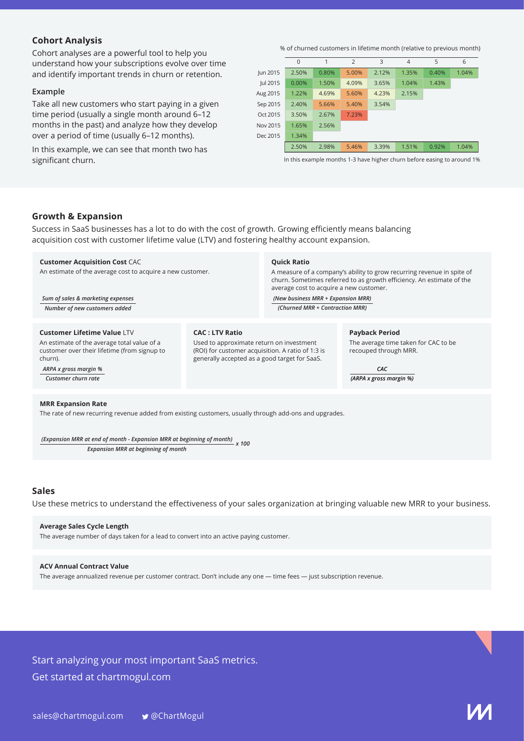## Cohort Analysis

Cohort analyses are a powerful tool to help you understand how your subscriptions evolve over time and identify important trends in churn or retention.

### Example

Take all new customers who start paying in a given time period (usually a single month around 6–12 months in the past) and analyze how they develop over a period of time (usually 6–12 months).

In this example, we can see that month two has significant churn.

% of churned customers in lifetime month (relative to previous month)

| | 0 | 1 | 2 | 3 | 4 | 5 | 6 |
|---|---|---|---|---|---|---|---|
| Jun 2015 | 2.50% | 0.80% | 5.00% | 2.12% | 1.35% | 0.40% | 1.04% |
| Jul 2015 | 0.00% | 1.50% | 4.09% | 3.65% | 1.04% | 1.43% | |
| Aug 2015 | 1.22% | 4.69% | 5.60% | 4.23% | 2.15% | | |
| Sep 2015 | 2.40% | 5.66% | 5.40% | 3.54% | | | |
| Oct 2015 | 3.50% | 2.67% | 7.23% | | | | |
| Nov 2015 | 1.65% | 2.56% | | | | | |
| Dec 2015 | 1.34% | | | | | | |
| | 2.50% | 2.98% | 5.46% | 3.39% | 1.51% | 0.92% | 1.04% |

In this example months 1-3 have higher churn before easing to around 1%

## Growth & Expansion

Success in SaaS businesses has a lot to do with the cost of growth. Growing efficiently means balancing acquisition cost with customer lifetime value (LTV) and fostering healthy account expansion.

**Customer Acquisition Cost** CAC

An estimate of the average cost to acquire a new customer.

$$\frac{\textit{Sum of sales \& marketing expenses}}{\textit{Number of new customers added}}$$

**Quick Ratio**

A measure of a company's ability to grow recurring revenue in spite of churn. Sometimes referred to as growth efficiency. An estimate of the average cost to acquire a new customer.

$$\frac{\textit{(New business MRR + Expansion MRR)}}{\textit{(Churned MRR + Contraction MRR)}}$$

**Customer Lifetime Value** LTV

An estimate of the average total value of a customer over their lifetime (from signup to churn).

$$\frac{\textit{ARPA x gross margin \%}}{\textit{Customer churn rate}}$$

**CAC : LTV Ratio**

Used to approximate return on investment (ROI) for customer acquisition. A ratio of 1:3 is generally accepted as a good target for SaaS.

**Payback Period**

The average time taken for CAC to be recouped through MRR.

$$\frac{\textit{CAC}}{\textit{(ARPA x gross margin \%)}}$$

**MRR Expansion Rate**

The rate of new recurring revenue added from existing customers, usually through add-ons and upgrades.

$$\frac{\textit{(Expansion MRR at end of month - Expansion MRR at beginning of month)}}{\textit{Expansion MRR at beginning of month}} \times 100$$

## Sales

Use these metrics to understand the effectiveness of your sales organization at bringing valuable new MRR to your business.

**Average Sales Cycle Length**

The average number of days taken for a lead to convert into an active paying customer.

**ACV Annual Contract Value**

The average annualized revenue per customer contract. Don't include any one — time fees — just subscription revenue.

Start analyzing your most important SaaS metrics.

Get started at chartmogul.com

sales@chartmogul.com @ChartMogul